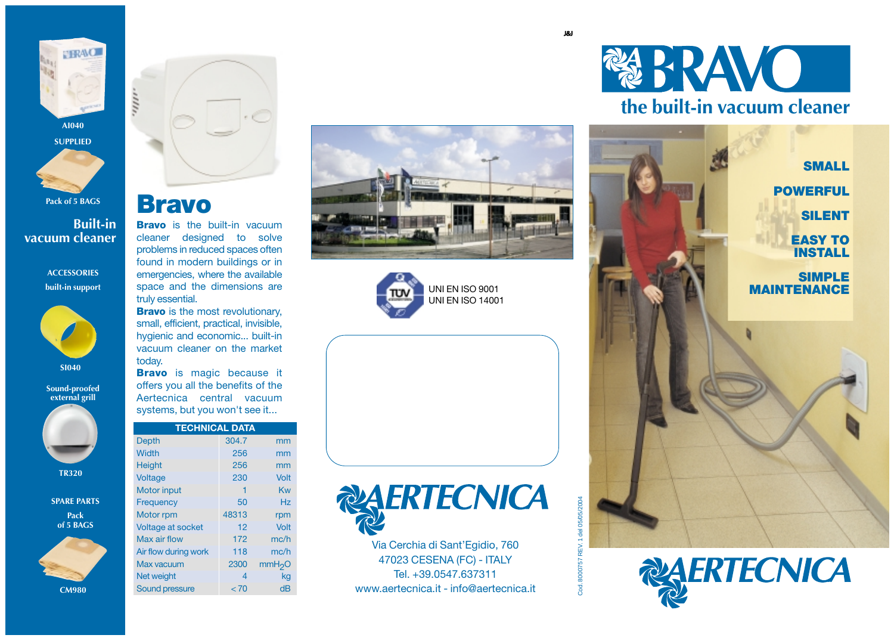A1040

SUPPLIED

Pack of 5 BAGS

## Built-in vacuum cleaner

**ACCESSORIES**

built-in support

S1040

Sound-proofed external grill

TR320

**SPARE PARTS**

Pack of 5 BAGS

CM980

# Bravo

**Bravo** is the built-in vacuum cleaner designed to solve problems in reduced spaces often found in modern buildings or in emergencies, where the available space and the dimensions are truly essential.

**Bravo** is the most revolutionary, small, efficient, practical, invisible, hygienic and economic... built-in vacuum cleaner on the market today.

**Bravo** is magic because it offers you all the benefits of the Aertecnica central vacuum systems, but you won't see it...

| TECHNICAL DATA | | |
|---|---|---|
| Depth | 304.7 | mm |
| Width | 256 | mm |
| Height | 256 | mm |
| Voltage | 230 | Volt |
| Motor input | 1 | Kw |
| Frequency | 50 | Hz |
| Motor rpm | 48313 | rpm |
| Voltage at socket | 12 | Volt |
| Max air flow | 172 | mc/h |
| Air flow during work | 118 | mc/h |
| Max vacuum | 2300 | $mmH_2O$ |
| Net weight | 4 | kg |
| Sound pressure | < 70 | dB |

TÜV

UNI EN ISO 9001
UNI EN ISO 14001

AERTECNICA

Via Cerchia di Sant'Egidio, 760
47023 CESENA (FC) - ITALY
Tel. +39.0547.637311
www.aertecnica.it - info@aertecnica.it

Cod. 8000757 REV. 1 del 05/05/2004

# BRAVO

## the built-in vacuum cleaner

**SMALL**

**POWERFUL**

**SILENT**

**EASY TO INSTALL**

**SIMPLE MAINTENANCE**

AERTECNICA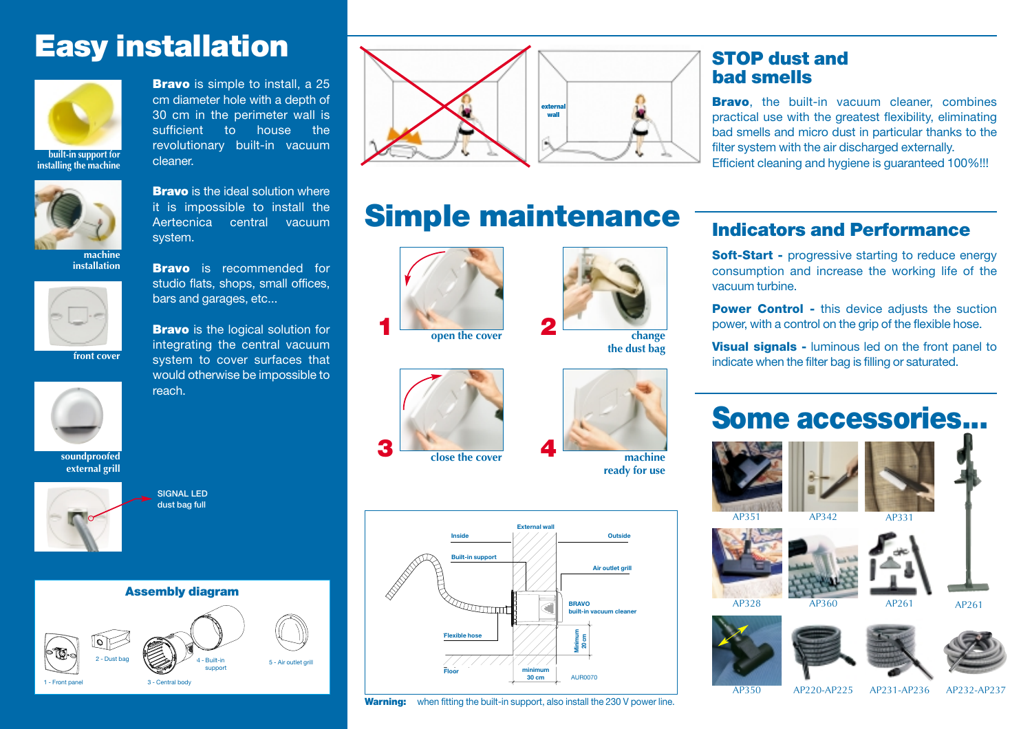# Easy installation

built-in support for installing the machine

machine installation

front cover

soundproofed external grill

SIGNAL LED dust bag full

**Bravo** is simple to install, a 25 cm diameter hole with a depth of 30 cm in the perimeter wall is sufficient to house the revolutionary built-in vacuum cleaner.

**Bravo** is the ideal solution where it is impossible to install the Aertecnica central vacuum system.

**Bravo** is recommended for studio flats, shops, small offices, bars and garages, etc...

**Bravo** is the logical solution for integrating the central vacuum system to cover surfaces that would otherwise be impossible to reach.

### Assembly diagram

1 - Front panel

2 - Dust bag

3 - Central body

4 - Built-in support

5 - Air outlet grill

external wall

## STOP dust and bad smells

**Bravo**, the built-in vacuum cleaner, combines practical use with the greatest flexibility, eliminating bad smells and micro dust in particular thanks to the filter system with the air discharged externally.
Efficient cleaning and hygiene is guaranteed 100%!!!

# Simple maintenance

1 open the cover

2 change the dust bag

3 close the cover

4 machine ready for use

External wall

Inside

Outside

Built-in support

Air outlet grill

BRAVO built-in vacuum cleaner

Flexible hose

Minimum 20 cm

Floor

minimum 30 cm

AUR0070

**Warning:** when fitting the built-in support, also install the 230 V power line.

## Indicators and Performance

**Soft-Start -** progressive starting to reduce energy consumption and increase the working life of the vacuum turbine.

**Power Control -** this device adjusts the suction power, with a control on the grip of the flexible hose.

**Visual signals -** luminous led on the front panel to indicate when the filter bag is filling or saturated.

# Some accessories...

AP351

AP342

AP331

AP328

AP360

AP261

AP261

AP350

AP220-AP225

AP231-AP236

AP232-AP237